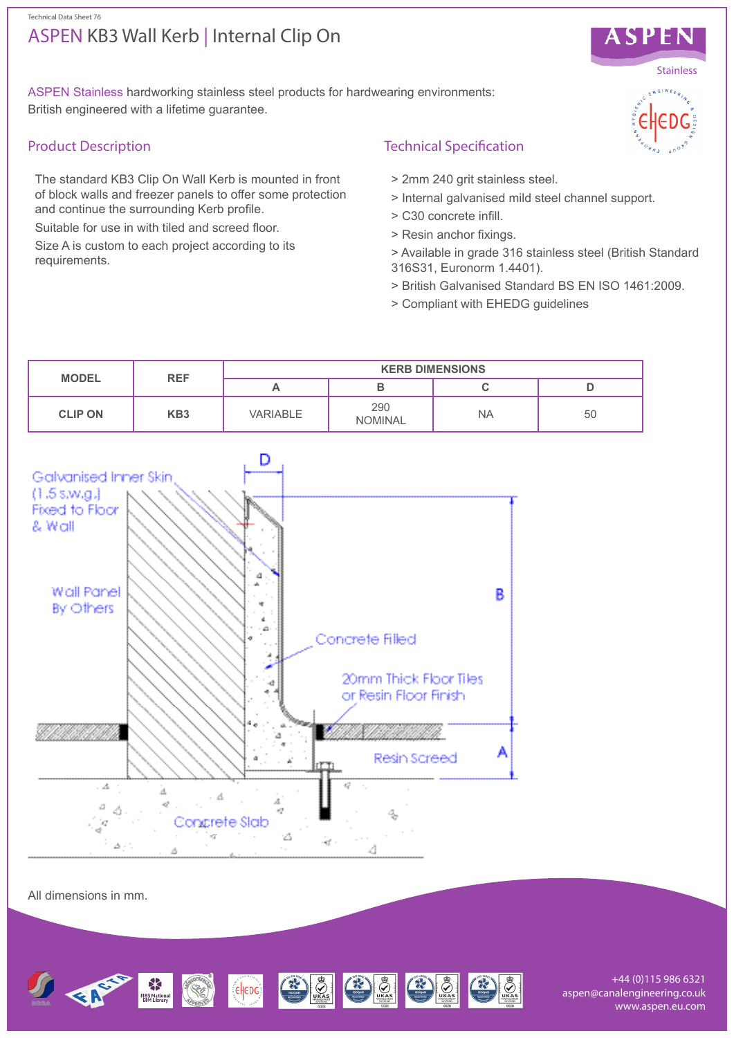Technical Data Sheet 76

# ASPEN KB3 Wall Kerb | Internal Clip On

ASPEN Stainless hardworking stainless steel products for hardwearing environments: British engineered with a lifetime guarantee.

## Product Description

The standard KB3 Clip On Wall Kerb is mounted in front of block walls and freezer panels to offer some protection and continue the surrounding Kerb profile.

Suitable for use in with tiled and screed floor.

Size A is custom to each project according to its requirements.

## Technical Specification

> 2mm 240 grit stainless steel.

> Internal galvanised mild steel channel support.

> C30 concrete infill.

> Resin anchor fixings.

> Available in grade 316 stainless steel (British Standard 316S31, Euronorm 1.4401).

> British Galvanised Standard BS EN ISO 1461:2009.

> Compliant with EHEDG guidelines

| MODEL | REF | KERB DIMENSIONS | | | |
|---|---|---|---|---|---|
| | | A | B | C | D |
| CLIP ON | KB3 | VARIABLE | 290 NOMINAL | NA | 50 |

Galvanised Inner Skin (1.5 s.w.g.) Fixed to Floor & Wall

Wall Panel By Others

Concrete Filled

20mm Thick Floor Tiles or Resin Floor Finish

Resin Screed

Concrete Slab

All dimensions in mm.

+44 (0)115 986 6321
aspen@canalengineering.co.uk
www.aspen.eu.com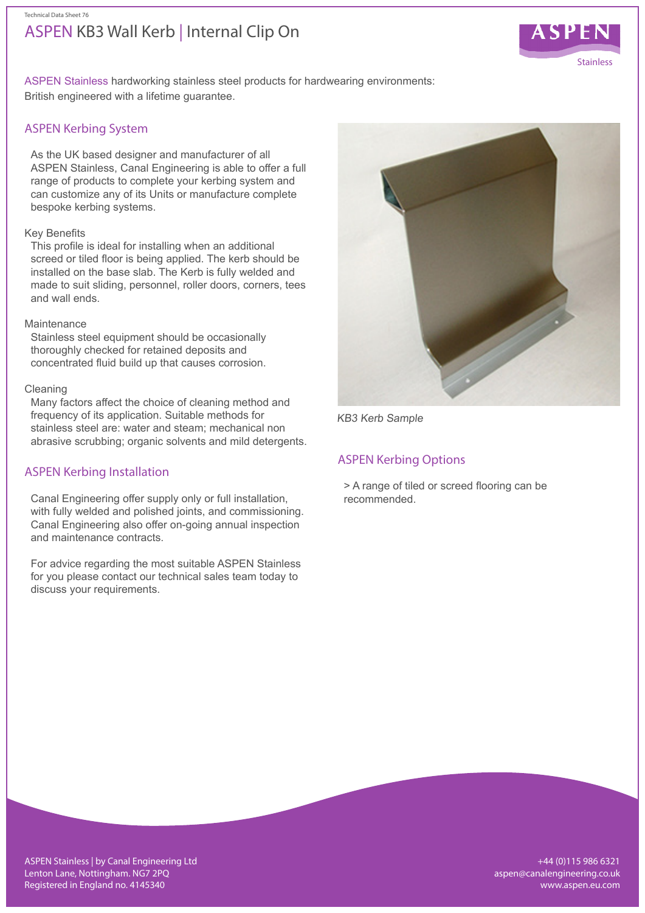Technical Data Sheet 76

# ASPEN KB3 Wall Kerb | Internal Clip On

ASPEN Stainless hardworking stainless steel products for hardwearing environments: British engineered with a lifetime guarantee.

## ASPEN Kerbing System

As the UK based designer and manufacturer of all ASPEN Stainless, Canal Engineering is able to offer a full range of products to complete your kerbing system and can customize any of its Units or manufacture complete bespoke kerbing systems.

Key Benefits

This profile is ideal for installing when an additional screed or tiled floor is being applied. The kerb should be installed on the base slab. The Kerb is fully welded and made to suit sliding, personnel, roller doors, corners, tees and wall ends.

Maintenance

Stainless steel equipment should be occasionally thoroughly checked for retained deposits and concentrated fluid build up that causes corrosion.

Cleaning

Many factors affect the choice of cleaning method and frequency of its application. Suitable methods for stainless steel are: water and steam; mechanical non abrasive scrubbing; organic solvents and mild detergents.

## ASPEN Kerbing Installation

Canal Engineering offer supply only or full installation, with fully welded and polished joints, and commissioning. Canal Engineering also offer on-going annual inspection and maintenance contracts.

For advice regarding the most suitable ASPEN Stainless for you please contact our technical sales team today to discuss your requirements.

*KB3 Kerb Sample*

## ASPEN Kerbing Options

> A range of tiled or screed flooring can be recommended.

ASPEN Stainless | by Canal Engineering Ltd
Lenton Lane, Nottingham. NG7 2PQ
Registered in England no. 4145340

+44 (0)115 986 6321
aspen@canalengineering.co.uk
www.aspen.eu.com